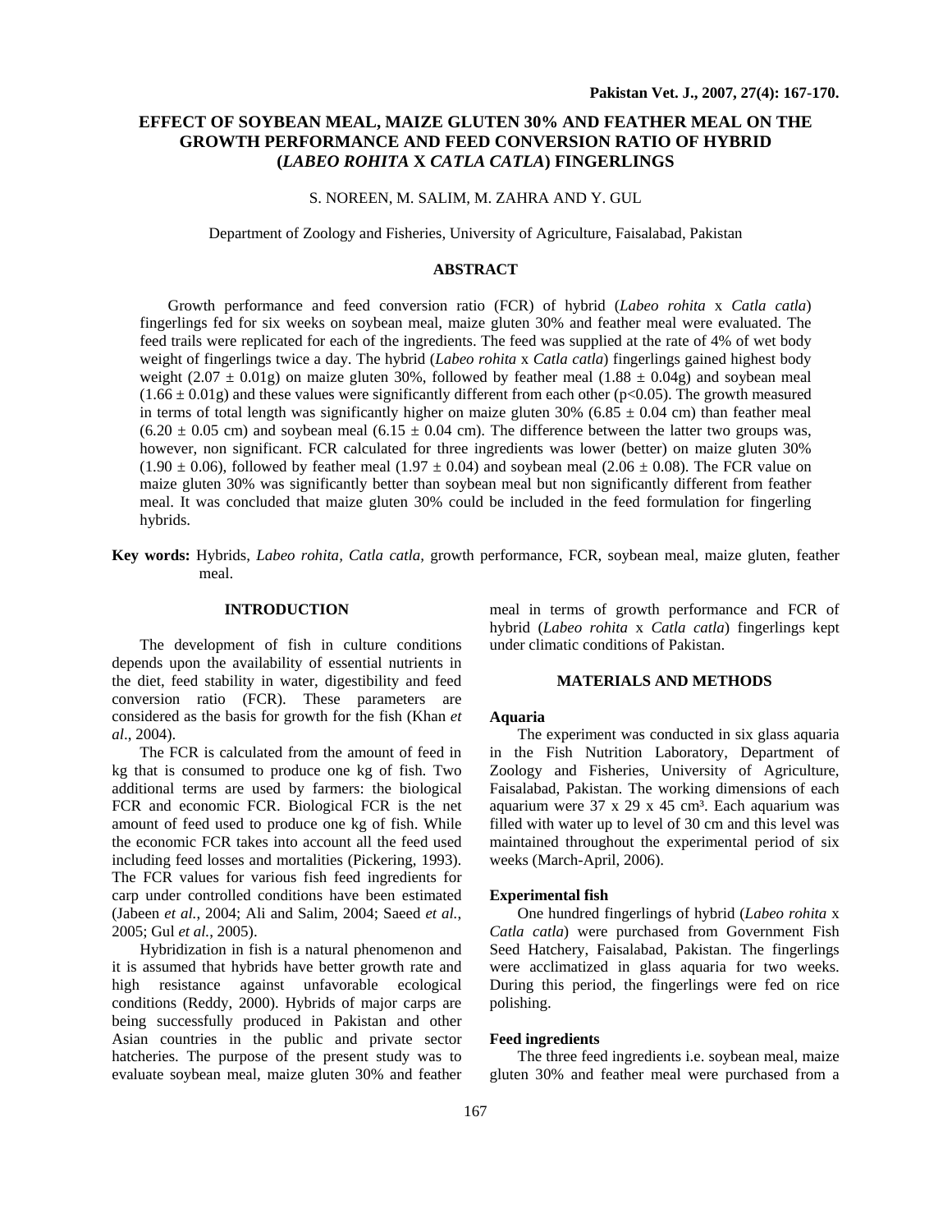# EFFECT OF SOYBEAN MEAL, MAIZE GLUTEN 30% AND FEATHER MEAL ON THE GROWTH PERFORMANCE AND FEED CONVERSION RATIO OF HYBRID (*LABEO ROHITA* X *CATLA CATLA*) FINGERLINGS

S. NOREEN, M. SALIM, M. ZAHRA AND Y. GUL

Department of Zoology and Fisheries, University of Agriculture, Faisalabad, Pakistan

## ABSTRACT

Growth performance and feed conversion ratio (FCR) of hybrid (*Labeo rohita* x *Catla catla*) fingerlings fed for six weeks on soybean meal, maize gluten 30% and feather meal were evaluated. The feed trails were replicated for each of the ingredients. The feed was supplied at the rate of 4% of wet body weight of fingerlings twice a day. The hybrid (*Labeo rohita* x *Catla catla*) fingerlings gained highest body weight ($2.07 \pm 0.01$g) on maize gluten 30%, followed by feather meal ($1.88 \pm 0.04$g) and soybean meal ($1.66 \pm 0.01$g) and these values were significantly different from each other ($p<0.05$). The growth measured in terms of total length was significantly higher on maize gluten 30% ($6.85 \pm 0.04$ cm) than feather meal ($6.20 \pm 0.05$ cm) and soybean meal ($6.15 \pm 0.04$ cm). The difference between the latter two groups was, however, non significant. FCR calculated for three ingredients was lower (better) on maize gluten 30% ($1.90 \pm 0.06$), followed by feather meal ($1.97 \pm 0.04$) and soybean meal ($2.06 \pm 0.08$). The FCR value on maize gluten 30% was significantly better than soybean meal but non significantly different from feather meal. It was concluded that maize gluten 30% could be included in the feed formulation for fingerling hybrids.

**Key words:** Hybrids, *Labeo rohita, Catla catla,* growth performance, FCR, soybean meal, maize gluten, feather meal.

## INTRODUCTION

The development of fish in culture conditions depends upon the availability of essential nutrients in the diet, feed stability in water, digestibility and feed conversion ratio (FCR). These parameters are considered as the basis for growth for the fish (Khan *et al*., 2004).

The FCR is calculated from the amount of feed in kg that is consumed to produce one kg of fish. Two additional terms are used by farmers: the biological FCR and economic FCR. Biological FCR is the net amount of feed used to produce one kg of fish. While the economic FCR takes into account all the feed used including feed losses and mortalities (Pickering, 1993). The FCR values for various fish feed ingredients for carp under controlled conditions have been estimated (Jabeen *et al.*, 2004; Ali and Salim, 2004; Saeed *et al.*, 2005; Gul *et al.*, 2005).

Hybridization in fish is a natural phenomenon and it is assumed that hybrids have better growth rate and high resistance against unfavorable ecological conditions (Reddy, 2000). Hybrids of major carps are being successfully produced in Pakistan and other Asian countries in the public and private sector hatcheries. The purpose of the present study was to evaluate soybean meal, maize gluten 30% and feather meal in terms of growth performance and FCR of hybrid (*Labeo rohita* x *Catla catla*) fingerlings kept under climatic conditions of Pakistan.

## MATERIALS AND METHODS

### Aquaria

The experiment was conducted in six glass aquaria in the Fish Nutrition Laboratory, Department of Zoology and Fisheries, University of Agriculture, Faisalabad, Pakistan. The working dimensions of each aquarium were 37 x 29 x 45 $cm^3$. Each aquarium was filled with water up to level of 30 cm and this level was maintained throughout the experimental period of six weeks (March-April, 2006).

### Experimental fish

One hundred fingerlings of hybrid (*Labeo rohita* x *Catla catla*) were purchased from Government Fish Seed Hatchery, Faisalabad, Pakistan. The fingerlings were acclimatized in glass aquaria for two weeks. During this period, the fingerlings were fed on rice polishing.

### Feed ingredients

The three feed ingredients i.e. soybean meal, maize gluten 30% and feather meal were purchased from a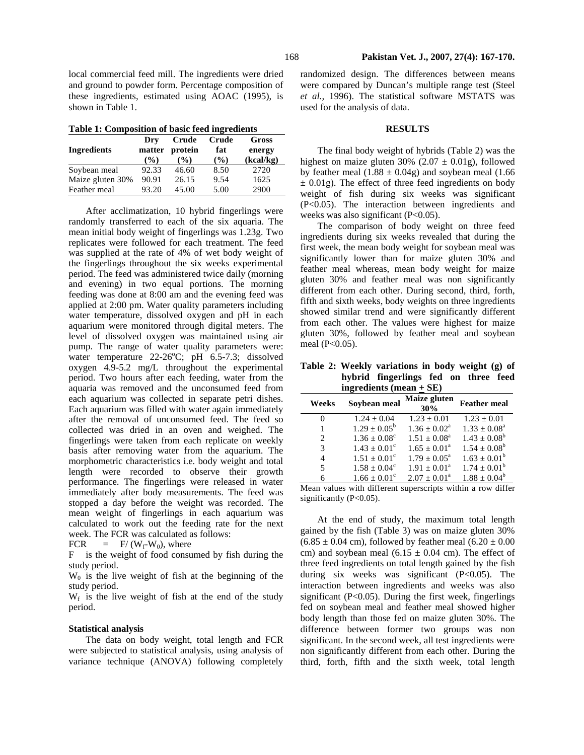local commercial feed mill. The ingredients were dried and ground to powder form. Percentage composition of these ingredients, estimated using AOAC (1995), is shown in Table 1.

**Table 1: Composition of basic feed ingredients**

| Ingredients | Dry matter (%) | Crude protein (%) | Crude fat (%) | Gross energy (kcal/kg) |
|---|---|---|---|---|
| Soybean meal | 92.33 | 46.60 | 8.50 | 2720 |
| Maize gluten 30% | 90.91 | 26.15 | 9.54 | 1625 |
| Feather meal | 93.20 | 45.00 | 5.00 | 2900 |

After acclimatization, 10 hybrid fingerlings were randomly transferred to each of the six aquaria. The mean initial body weight of fingerlings was 1.23g. Two replicates were followed for each treatment. The feed was supplied at the rate of 4% of wet body weight of the fingerlings throughout the six weeks experimental period. The feed was administered twice daily (morning and evening) in two equal portions. The morning feeding was done at 8:00 am and the evening feed was applied at 2:00 pm. Water quality parameters including water temperature, dissolved oxygen and pH in each aquarium were monitored through digital meters. The level of dissolved oxygen was maintained using air pump. The range of water quality parameters were: water temperature 22-26°C; pH 6.5-7.3; dissolved oxygen 4.9-5.2 mg/L throughout the experimental period. Two hours after each feeding, water from the aquaria was removed and the unconsumed feed from each aquarium was collected in separate petri dishes. Each aquarium was filled with water again immediately after the removal of unconsumed feed. The feed so collected was dried in an oven and weighed. The fingerlings were taken from each replicate on weekly basis after removing water from the aquarium. The morphometric characteristics i.e. body weight and total length were recorded to observe their growth performance. The fingerlings were released in water immediately after body measurements. The feed was stopped a day before the weight was recorded. The mean weight of fingerlings in each aquarium was calculated to work out the feeding rate for the next week. The FCR was calculated as follows:

$$FCR = F/(W_f - W_0), \text{ where}$$

F is the weight of food consumed by fish during the study period.

$W_0$ is the live weight of fish at the beginning of the study period.

$W_f$ is the live weight of fish at the end of the study period.

### Statistical analysis

The data on body weight, total length and FCR were subjected to statistical analysis, using analysis of variance technique (ANOVA) following completely randomized design. The differences between means were compared by Duncan's multiple range test (Steel *et al.*, 1996). The statistical software MSTATS was used for the analysis of data.

## RESULTS

The final body weight of hybrids (Table 2) was the highest on maize gluten 30% (2.07 ± 0.01g), followed by feather meal (1.88 ± 0.04g) and soybean meal (1.66 ± 0.01g). The effect of three feed ingredients on body weight of fish during six weeks was significant ($P<0.05$). The interaction between ingredients and weeks was also significant ($P<0.05$).

The comparison of body weight on three feed ingredients during six weeks revealed that during the first week, the mean body weight for soybean meal was significantly lower than for maize gluten 30% and feather meal whereas, mean body weight for maize gluten 30% and feather meal was non significantly different from each other. During second, third, forth, fifth and sixth weeks, body weights on three ingredients showed similar trend and were significantly different from each other. The values were highest for maize gluten 30%, followed by feather meal and soybean meal ($P<0.05$).

**Table 2: Weekly variations in body weight (g) of hybrid fingerlings fed on three feed ingredients (mean ± SE)**

| Weeks | Soybean meal | Maize gluten 30% | Feather meal |
|---|---|---|---|
| 0 | 1.24 ± 0.04 | 1.23 ± 0.01 | 1.23 ± 0.01 |
| 1 | $1.29 \pm 0.05^{b}$ | $1.36 \pm 0.02^{a}$ | $1.33 \pm 0.08^{a}$ |
| 2 | $1.36 \pm 0.08^{c}$ | $1.51 \pm 0.08^{a}$ | $1.43 \pm 0.08^{b}$ |
| 3 | $1.43 \pm 0.01^{c}$ | $1.65 \pm 0.01^{a}$ | $1.54 \pm 0.08^{b}$ |
| 4 | $1.51 \pm 0.01^{c}$ | $1.79 \pm 0.05^{a}$ | $1.63 \pm 0.01^{b}$ |
| 5 | $1.58 \pm 0.04^{c}$ | $1.91 \pm 0.01^{a}$ | $1.74 \pm 0.01^{b}$ |
| 6 | $1.66 \pm 0.01^{c}$ | $2.07 \pm 0.01^{a}$ | $1.88 \pm 0.04^{b}$ |

Mean values with different superscripts within a row differ significantly ($P<0.05$).

At the end of study, the maximum total length gained by the fish (Table 3) was on maize gluten 30% (6.85 ± 0.04 cm), followed by feather meal (6.20 ± 0.00 cm) and soybean meal (6.15 ± 0.04 cm). The effect of three feed ingredients on total length gained by the fish during six weeks was significant ($P<0.05$). The interaction between ingredients and weeks was also significant ($P<0.05$). During the first week, fingerlings fed on soybean meal and feather meal showed higher body length than those fed on maize gluten 30%. The difference between former two groups was non significant. In the second week, all test ingredients were non significantly different from each other. During the third, forth, fifth and the sixth week, total length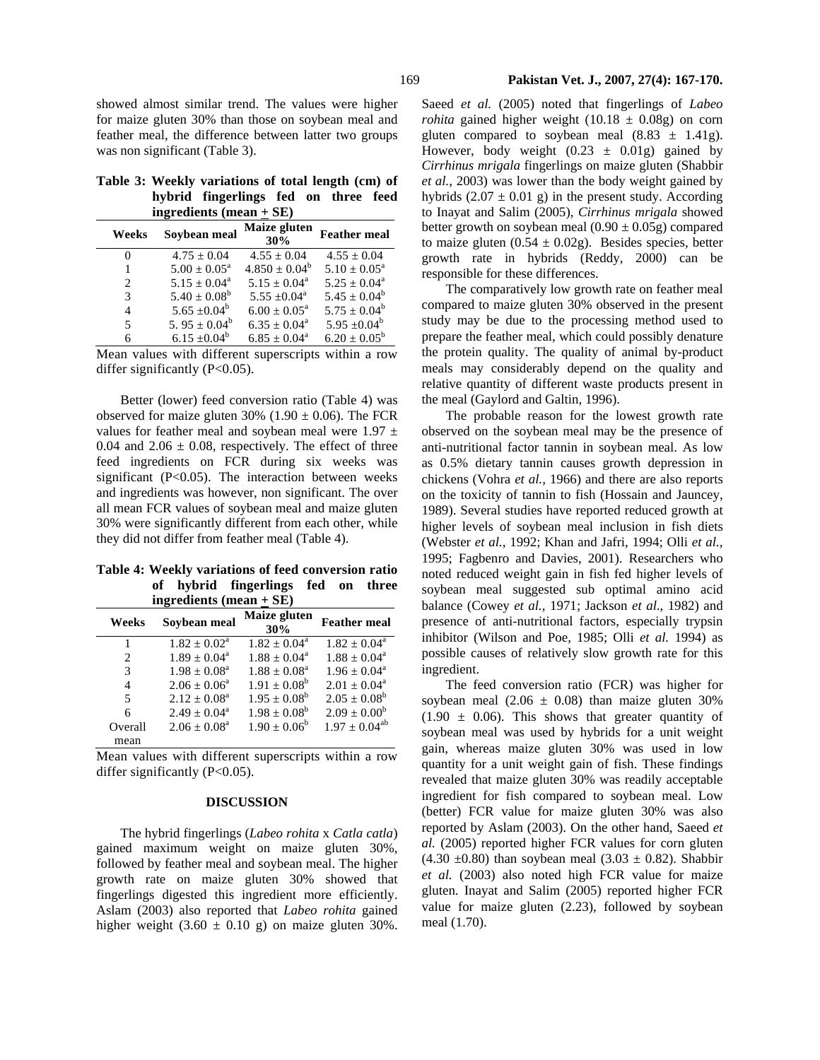showed almost similar trend. The values were higher for maize gluten 30% than those on soybean meal and feather meal, the difference between latter two groups was non significant (Table 3).

**Table 3: Weekly variations of total length (cm) of hybrid fingerlings fed on three feed ingredients (mean + SE)**

| Weeks | Soybean meal | Maize gluten 30% | Feather meal |
|---|---|---|---|
| 0 | 4.75 ± 0.04 | 4.55 ± 0.04 | 4.55 ± 0.04 |
| 1 | $5.00 \pm 0.05^a$ | $4.850 \pm 0.04^b$ | $5.10 \pm 0.05^a$ |
| 2 | $5.15 \pm 0.04^a$ | $5.15 \pm 0.04^a$ | $5.25 \pm 0.04^a$ |
| 3 | $5.40 \pm 0.08^b$ | $5.55 \pm 0.04^a$ | $5.45 \pm 0.04^b$ |
| 4 | $5.65 \pm 0.04^b$ | $6.00 \pm 0.05^a$ | $5.75 \pm 0.04^b$ |
| 5 | $5.95 \pm 0.04^b$ | $6.35 \pm 0.04^a$ | $5.95 \pm 0.04^b$ |
| 6 | $6.15 \pm 0.04^b$ | $6.85 \pm 0.04^a$ | $6.20 \pm 0.05^b$ |

Mean values with different superscripts within a row differ significantly (P<0.05).

Better (lower) feed conversion ratio (Table 4) was observed for maize gluten 30% (1.90 ± 0.06). The FCR values for feather meal and soybean meal were 1.97 ± 0.04 and 2.06 ± 0.08, respectively. The effect of three feed ingredients on FCR during six weeks was significant (P<0.05). The interaction between weeks and ingredients was however, non significant. The over all mean FCR values of soybean meal and maize gluten 30% were significantly different from each other, while they did not differ from feather meal (Table 4).

**Table 4: Weekly variations of feed conversion ratio of hybrid fingerlings fed on three ingredients (mean + SE)**

| Weeks | Soybean meal | Maize gluten 30% | Feather meal |
|---|---|---|---|
| 1 | $1.82 \pm 0.02^a$ | $1.82 \pm 0.04^a$ | $1.82 \pm 0.04^a$ |
| 2 | $1.89 \pm 0.04^a$ | $1.88 \pm 0.04^a$ | $1.88 \pm 0.04^a$ |
| 3 | $1.98 \pm 0.08^a$ | $1.88 \pm 0.08^a$ | $1.96 \pm 0.04^a$ |
| 4 | $2.06 \pm 0.06^a$ | $1.91 \pm 0.08^b$ | $2.01 \pm 0.04^a$ |
| 5 | $2.12 \pm 0.08^a$ | $1.95 \pm 0.08^b$ | $2.05 \pm 0.08^b$ |
| 6 | $2.49 \pm 0.04^a$ | $1.98 \pm 0.08^b$ | $2.09 \pm 0.00^b$ |
| Overall mean | $2.06 \pm 0.08^a$ | $1.90 \pm 0.06^b$ | $1.97 \pm 0.04^{ab}$ |

Mean values with different superscripts within a row differ significantly (P<0.05).

## DISCUSSION

The hybrid fingerlings (*Labeo rohita* x *Catla catla*) gained maximum weight on maize gluten 30%, followed by feather meal and soybean meal. The higher growth rate on maize gluten 30% showed that fingerlings digested this ingredient more efficiently. Aslam (2003) also reported that *Labeo rohita* gained higher weight (3.60 ± 0.10 g) on maize gluten 30%. Saeed *et al.* (2005) noted that fingerlings of *Labeo rohita* gained higher weight (10.18 ± 0.08g) on corn gluten compared to soybean meal (8.83 ± 1.41g). However, body weight (0.23 ± 0.01g) gained by *Cirrhinus mrigala* fingerlings on maize gluten (Shabbir *et al.*, 2003) was lower than the body weight gained by hybrids (2.07 ± 0.01 g) in the present study. According to Inayat and Salim (2005), *Cirrhinus mrigala* showed better growth on soybean meal (0.90 ± 0.05g) compared to maize gluten (0.54 ± 0.02g). Besides species, better growth rate in hybrids (Reddy, 2000) can be responsible for these differences.

The comparatively low growth rate on feather meal compared to maize gluten 30% observed in the present study may be due to the processing method used to prepare the feather meal, which could possibly denature the protein quality. The quality of animal by-product meals may considerably depend on the quality and relative quantity of different waste products present in the meal (Gaylord and Galtin, 1996).

The probable reason for the lowest growth rate observed on the soybean meal may be the presence of anti-nutritional factor tannin in soybean meal. As low as 0.5% dietary tannin causes growth depression in chickens (Vohra *et al.*, 1966) and there are also reports on the toxicity of tannin to fish (Hossain and Jauncey, 1989). Several studies have reported reduced growth at higher levels of soybean meal inclusion in fish diets (Webster *et al.*, 1992; Khan and Jafri, 1994; Olli *et al.*, 1995; Fagbenro and Davies, 2001). Researchers who noted reduced weight gain in fish fed higher levels of soybean meal suggested sub optimal amino acid balance (Cowey *et al.*, 1971; Jackson *et al.*, 1982) and presence of anti-nutritional factors, especially trypsin inhibitor (Wilson and Poe, 1985; Olli *et al.* 1994) as possible causes of relatively slow growth rate for this ingredient.

The feed conversion ratio (FCR) was higher for soybean meal (2.06 ± 0.08) than maize gluten 30% (1.90 ± 0.06). This shows that greater quantity of soybean meal was used by hybrids for a unit weight gain, whereas maize gluten 30% was used in low quantity for a unit weight gain of fish. These findings revealed that maize gluten 30% was readily acceptable ingredient for fish compared to soybean meal. Low (better) FCR value for maize gluten 30% was also reported by Aslam (2003). On the other hand, Saeed *et al.* (2005) reported higher FCR values for corn gluten (4.30 ±0.80) than soybean meal (3.03 ± 0.82). Shabbir *et al.* (2003) also noted high FCR value for maize gluten. Inayat and Salim (2005) reported higher FCR value for maize gluten (2.23), followed by soybean meal (1.70).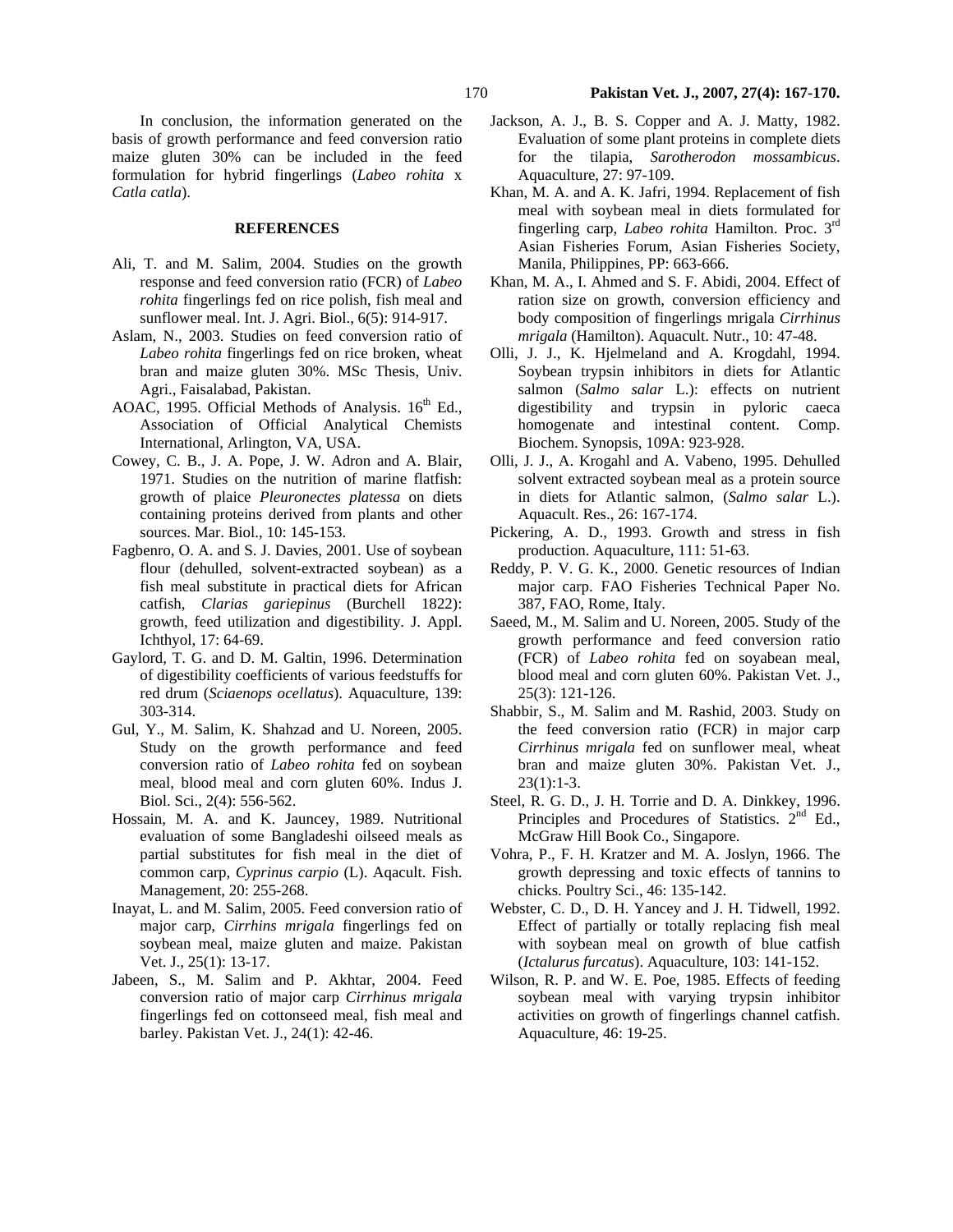In conclusion, the information generated on the basis of growth performance and feed conversion ratio maize gluten 30% can be included in the feed formulation for hybrid fingerlings (*Labeo rohita* x *Catla catla*).

## REFERENCES

Ali, T. and M. Salim, 2004. Studies on the growth response and feed conversion ratio (FCR) of *Labeo rohita* fingerlings fed on rice polish, fish meal and sunflower meal. Int. J. Agri. Biol., 6(5): 914-917.

Aslam, N., 2003. Studies on feed conversion ratio of *Labeo rohita* fingerlings fed on rice broken, wheat bran and maize gluten 30%. MSc Thesis, Univ. Agri., Faisalabad, Pakistan.

AOAC, 1995. Official Methods of Analysis. 16th Ed., Association of Official Analytical Chemists International, Arlington, VA, USA.

Cowey, C. B., J. A. Pope, J. W. Adron and A. Blair, 1971. Studies on the nutrition of marine flatfish: growth of plaice *Pleuronectes platessa* on diets containing proteins derived from plants and other sources. Mar. Biol., 10: 145-153.

Fagbenro, O. A. and S. J. Davies, 2001. Use of soybean flour (dehulled, solvent-extracted soybean) as a fish meal substitute in practical diets for African catfish, *Clarias gariepinus* (Burchell 1822): growth, feed utilization and digestibility. J. Appl. Ichthyol, 17: 64-69.

Gaylord, T. G. and D. M. Galtin, 1996. Determination of digestibility coefficients of various feedstuffs for red drum (*Sciaenops ocellatus*). Aquaculture, 139: 303-314.

Gul, Y., M. Salim, K. Shahzad and U. Noreen, 2005. Study on the growth performance and feed conversion ratio of *Labeo rohita* fed on soybean meal, blood meal and corn gluten 60%. Indus J. Biol. Sci., 2(4): 556-562.

Hossain, M. A. and K. Jauncey, 1989. Nutritional evaluation of some Bangladeshi oilseed meals as partial substitutes for fish meal in the diet of common carp, *Cyprinus carpio* (L). Aqacult. Fish. Management, 20: 255-268.

Inayat, L. and M. Salim, 2005. Feed conversion ratio of major carp, *Cirrhins mrigala* fingerlings fed on soybean meal, maize gluten and maize. Pakistan Vet. J., 25(1): 13-17.

Jabeen, S., M. Salim and P. Akhtar, 2004. Feed conversion ratio of major carp *Cirrhinus mrigala* fingerlings fed on cottonseed meal, fish meal and barley. Pakistan Vet. J., 24(1): 42-46.

Jackson, A. J., B. S. Copper and A. J. Matty, 1982. Evaluation of some plant proteins in complete diets for the tilapia, *Sarotherodon mossambicus*. Aquaculture, 27: 97-109.

Khan, M. A. and A. K. Jafri, 1994. Replacement of fish meal with soybean meal in diets formulated for fingerling carp, *Labeo rohita* Hamilton. Proc. 3rd Asian Fisheries Forum, Asian Fisheries Society, Manila, Philippines, PP: 663-666.

Khan, M. A., I. Ahmed and S. F. Abidi, 2004. Effect of ration size on growth, conversion efficiency and body composition of fingerlings mrigala *Cirrhinus mrigala* (Hamilton). Aquacult. Nutr., 10: 47-48.

Olli, J. J., K. Hjelmeland and A. Krogdahl, 1994. Soybean trypsin inhibitors in diets for Atlantic salmon (*Salmo salar* L.): effects on nutrient digestibility and trypsin in pyloric caeca homogenate and intestinal content. Comp. Biochem. Synopsis, 109A: 923-928.

Olli, J. J., A. Krogahl and A. Vabeno, 1995. Dehulled solvent extracted soybean meal as a protein source in diets for Atlantic salmon, (*Salmo salar* L.). Aquacult. Res., 26: 167-174.

Pickering, A. D., 1993. Growth and stress in fish production. Aquaculture, 111: 51-63.

Reddy, P. V. G. K., 2000. Genetic resources of Indian major carp. FAO Fisheries Technical Paper No. 387, FAO, Rome, Italy.

Saeed, M., M. Salim and U. Noreen, 2005. Study of the growth performance and feed conversion ratio (FCR) of *Labeo rohita* fed on soyabean meal, blood meal and corn gluten 60%. Pakistan Vet. J., 25(3): 121-126.

Shabbir, S., M. Salim and M. Rashid, 2003. Study on the feed conversion ratio (FCR) in major carp *Cirrhinus mrigala* fed on sunflower meal, wheat bran and maize gluten 30%. Pakistan Vet. J., 23(1):1-3.

Steel, R. G. D., J. H. Torrie and D. A. Dinkkey, 1996. Principles and Procedures of Statistics. 2nd Ed., McGraw Hill Book Co., Singapore.

Vohra, P., F. H. Kratzer and M. A. Joslyn, 1966. The growth depressing and toxic effects of tannins to chicks. Poultry Sci., 46: 135-142.

Webster, C. D., D. H. Yancey and J. H. Tidwell, 1992. Effect of partially or totally replacing fish meal with soybean meal on growth of blue catfish (*Ictalurus furcatus*). Aquaculture, 103: 141-152.

Wilson, R. P. and W. E. Poe, 1985. Effects of feeding soybean meal with varying trypsin inhibitor activities on growth of fingerlings channel catfish. Aquaculture, 46: 19-25.